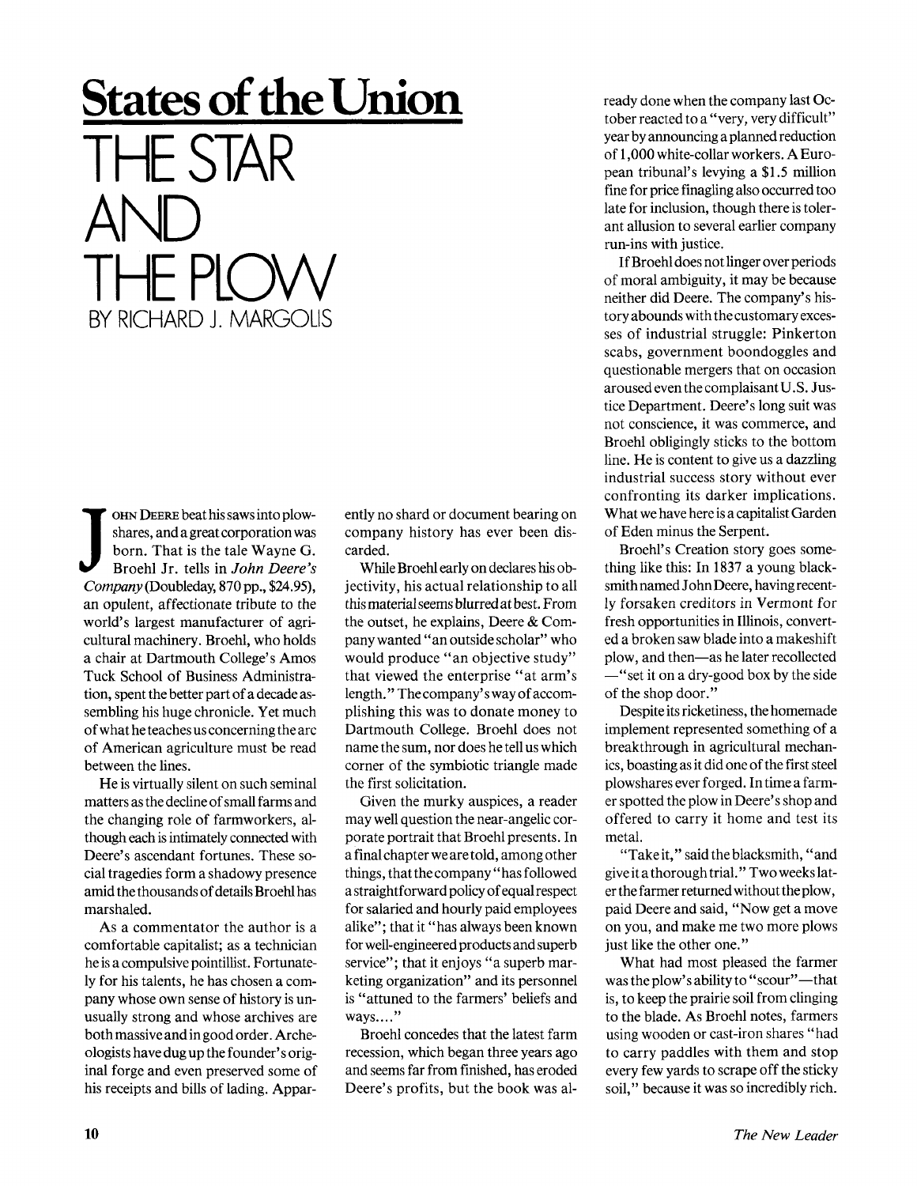# States of the Union

# THE STAR AND THE PLOW

BY RICHARD J. MARGOLIS

JOHN DEERE beat his saws into plowshares, and a great corporation was born. That is the tale Wayne G. Broehl Jr. tells in *John Deere's Company* (Doubleday, 870 pp., $24.95), an opulent, affectionate tribute to the world's largest manufacturer of agricultural machinery. Broehl, who holds a chair at Dartmouth College's Amos Tuck School of Business Administration, spent the better part of a decade assembling his huge chronicle. Yet much of what he teaches us concerning the arc of American agriculture must be read between the lines.

He is virtually silent on such seminal matters as the decline of small farms and the changing role of farmworkers, although each is intimately connected with Deere's ascendant fortunes. These social tragedies form a shadowy presence amid the thousands of details Broehl has marshaled.

As a commentator the author is a comfortable capitalist; as a technician he is a compulsive pointillist. Fortunately for his talents, he has chosen a company whose own sense of history is unusually strong and whose archives are both massive and in good order. Archeologists have dug up the founder's original forge and even preserved some of his receipts and bills of lading. Apparently no shard or document bearing on company history has ever been discarded.

While Broehl early on declares his objectivity, his actual relationship to all this material seems blurred at best. From the outset, he explains, Deere & Company wanted "an outside scholar" who would produce "an objective study" that viewed the enterprise "at arm's length." The company's way of accomplishing this was to donate money to Dartmouth College. Broehl does not name the sum, nor does he tell us which corner of the symbiotic triangle made the first solicitation.

Given the murky auspices, a reader may well question the near-angelic corporate portrait that Broehl presents. In a final chapter we are told, among other things, that the company "has followed a straightforward policy of equal respect for salaried and hourly paid employees alike"; that it "has always been known for well-engineered products and superb service"; that it enjoys "a superb marketing organization" and its personnel is "attuned to the farmers' beliefs and ways...."

Broehl concedes that the latest farm recession, which began three years ago and seems far from finished, has eroded Deere's profits, but the book was already done when the company last October reacted to a "very, very difficult" year by announcing a planned reduction of 1,000 white-collar workers. A European tribunal's levying a $1.5 million fine for price finagling also occurred too late for inclusion, though there is tolerant allusion to several earlier company run-ins with justice.

If Broehl does not linger over periods of moral ambiguity, it may be because neither did Deere. The company's history abounds with the customary excesses of industrial struggle: Pinkerton scabs, government boondoggles and questionable mergers that on occasion aroused even the complaisant U.S. Justice Department. Deere's long suit was not conscience, it was commerce, and Broehl obligingly sticks to the bottom line. He is content to give us a dazzling industrial success story without ever confronting its darker implications. What we have here is a capitalist Garden of Eden minus the Serpent.

Broehl's Creation story goes something like this: In 1837 a young blacksmith named John Deere, having recently forsaken creditors in Vermont for fresh opportunities in Illinois, converted a broken saw blade into a makeshift plow, and then—as he later recollected —"set it on a dry-good box by the side of the shop door."

Despite its ricketiness, the homemade implement represented something of a breakthrough in agricultural mechanics, boasting as it did one of the first steel plowshares ever forged. In time a farmer spotted the plow in Deere's shop and offered to carry it home and test its metal.

"Take it," said the blacksmith, "and give it a thorough trial." Two weeks later the farmer returned without the plow, paid Deere and said, "Now get a move on you, and make me two more plows just like the other one."

What had most pleased the farmer was the plow's ability to "scour"—that is, to keep the prairie soil from clinging to the blade. As Broehl notes, farmers using wooden or cast-iron shares "had to carry paddles with them and stop every few yards to scrape off the sticky soil," because it was so incredibly rich.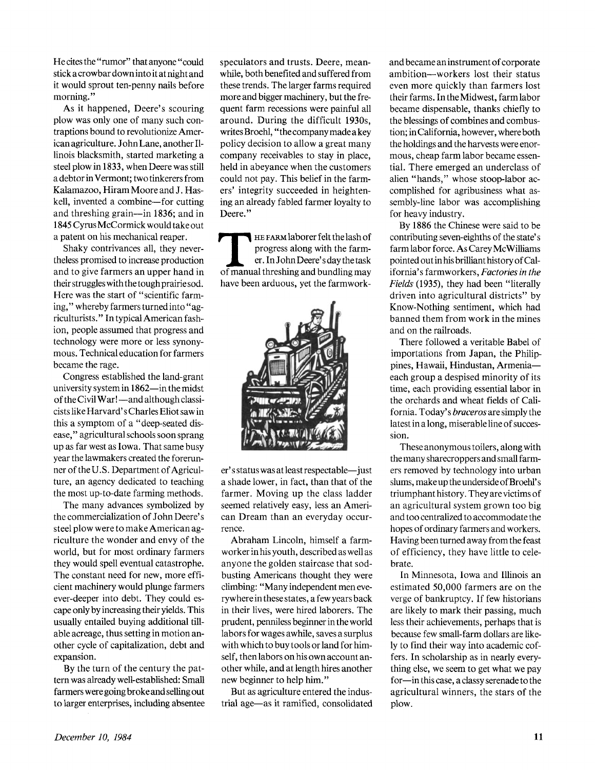He cites the "rumor" that anyone "could stick a crowbar down into it at night and it would sprout ten-penny nails before morning."

As it happened, Deere's scouring plow was only one of many such contraptions bound to revolutionize American agriculture. John Lane, another Illinois blacksmith, started marketing a steel plow in 1833, when Deere was still a debtor in Vermont; two tinkerers from Kalamazoo, Hiram Moore and J. Haskell, invented a combine—for cutting and threshing grain—in 1836; and in 1845 Cyrus McCormick would take out a patent on his mechanical reaper.

Shaky contrivances all, they nevertheless promised to increase production and to give farmers an upper hand in their struggles with the tough prairie sod. Here was the start of "scientific farming," whereby farmers turned into "agriculturists." In typical American fashion, people assumed that progress and technology were more or less synonymous. Technical education for farmers became the rage.

Congress established the land-grant university system in 1862—in the midst of the Civil War!—and although classicists like Harvard's Charles Eliot saw in this a symptom of a "deep-seated disease," agricultural schools soon sprang up as far west as Iowa. That same busy year the lawmakers created the forerunner of the U.S. Department of Agriculture, an agency dedicated to teaching the most up-to-date farming methods.

The many advances symbolized by the commercialization of John Deere's steel plow were to make American agriculture the wonder and envy of the world, but for most ordinary farmers they would spell eventual catastrophe. The constant need for new, more efficient machinery would plunge farmers ever-deeper into debt. They could escape only by increasing their yields. This usually entailed buying additional tillable acreage, thus setting in motion another cycle of capitalization, debt and expansion.

By the turn of the century the pattern was already well-established: Small farmers were going broke and selling out to larger enterprises, including absentee speculators and trusts. Deere, meanwhile, both benefited and suffered from these trends. The larger farms required more and bigger machinery, but the frequent farm recessions were painful all around. During the difficult 1930s, writes Broehl, "the company made a key policy decision to allow a great many company receivables to stay in place, held in abeyance when the customers could not pay. This belief in the farmers' integrity succeeded in heightening an already fabled farmer loyalty to Deere."

The farm laborer felt the lash of progress along with the farmer. In John Deere's day the task of manual threshing and bundling may have been arduous, yet the farmworker's status was at least respectable—just a shade lower, in fact, than that of the farmer. Moving up the class ladder seemed relatively easy, less an American Dream than an everyday occurrence.

Abraham Lincoln, himself a farmworker in his youth, described as well as anyone the golden staircase that sodbusting Americans thought they were climbing: "Many independent men everywhere in these states, a few years back in their lives, were hired laborers. The prudent, penniless beginner in the world labors for wages awhile, saves a surplus with which to buy tools or land for himself, then labors on his own account another while, and at length hires another new beginner to help him."

But as agriculture entered the industrial age—as it ramified, consolidated and became an instrument of corporate ambition—workers lost their status even more quickly than farmers lost their farms. In the Midwest, farm labor became dispensable, thanks chiefly to the blessings of combines and combustion; in California, however, where both the holdings and the harvests were enormous, cheap farm labor became essential. There emerged an underclass of alien "hands," whose stoop-labor accomplished for agribusiness what assembly-line labor was accomplishing for heavy industry.

By 1886 the Chinese were said to be contributing seven-eighths of the state's farm labor force. As Carey McWilliams pointed out in his brilliant history of California's farmworkers, *Factories in the Fields* (1935), they had been "literally driven into agricultural districts" by Know-Nothing sentiment, which had banned them from work in the mines and on the railroads.

There followed a veritable Babel of importations from Japan, the Philippines, Hawaii, Hindustan, Armenia—each group a despised minority of its time, each providing essential labor in the orchards and wheat fields of California. Today's *braceros* are simply the latest in a long, miserable line of succession.

These anonymous toilers, along with the many sharecroppers and small farmers removed by technology into urban slums, make up the underside of Broehl's triumphant history. They are victims of an agricultural system grown too big and too centralized to accommodate the hopes of ordinary farmers and workers. Having been turned away from the feast of efficiency, they have little to celebrate.

In Minnesota, Iowa and Illinois an estimated 50,000 farmers are on the verge of bankruptcy. If few historians are likely to mark their passing, much less their achievements, perhaps that is because few small-farm dollars are likely to find their way into academic coffers. In scholarship as in nearly everything else, we seem to get what we pay for—in this case, a classy serenade to the agricultural winners, the stars of the plow.